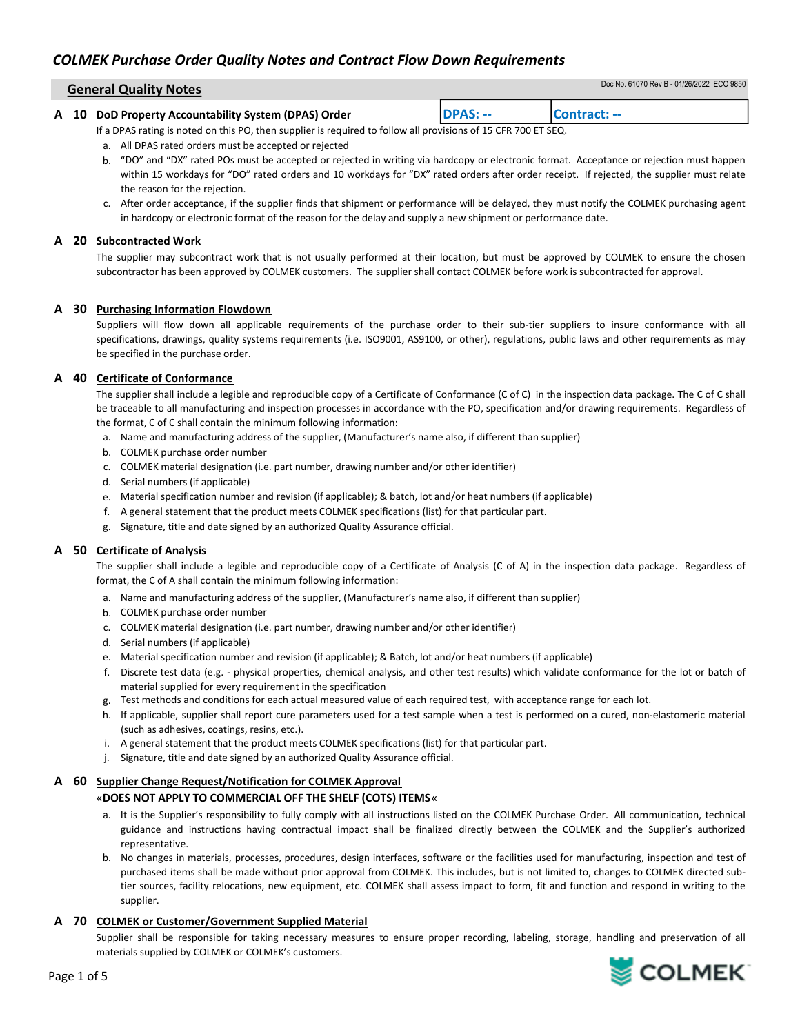# COLMEK Purchase Order Quality Notes and Contract Flow Down Requirements

Doc No. 61070 Rev B - 01/26/2022 ECO 9850

## General Quality Notes

### A 10 DoD Property Accountability System (DPAS) Order

| DPAS: -- | Contract: -- |
|---|---|

If a DPAS rating is noted on this PO, then supplier is required to follow all provisions of 15 CFR 700 ET SEQ.

a. All DPAS rated orders must be accepted or rejected

b. "DO" and "DX" rated POs must be accepted or rejected in writing via hardcopy or electronic format. Acceptance or rejection must happen within 15 workdays for "DO" rated orders and 10 workdays for "DX" rated orders after order receipt. If rejected, the supplier must relate the reason for the rejection.

c. After order acceptance, if the supplier finds that shipment or performance will be delayed, they must notify the COLMEK purchasing agent in hardcopy or electronic format of the reason for the delay and supply a new shipment or performance date.

### A 20 Subcontracted Work

The supplier may subcontract work that is not usually performed at their location, but must be approved by COLMEK to ensure the chosen subcontractor has been approved by COLMEK customers. The supplier shall contact COLMEK before work is subcontracted for approval.

### A 30 Purchasing Information Flowdown

Suppliers will flow down all applicable requirements of the purchase order to their sub-tier suppliers to insure conformance with all specifications, drawings, quality systems requirements (i.e. ISO9001, AS9100, or other), regulations, public laws and other requirements as may be specified in the purchase order.

### A 40 Certificate of Conformance

The supplier shall include a legible and reproducible copy of a Certificate of Conformance (C of C) in the inspection data package. The C of C shall be traceable to all manufacturing and inspection processes in accordance with the PO, specification and/or drawing requirements. Regardless of the format, C of C shall contain the minimum following information:

a. Name and manufacturing address of the supplier, (Manufacturer's name also, if different than supplier)

b. COLMEK purchase order number

c. COLMEK material designation (i.e. part number, drawing number and/or other identifier)

d. Serial numbers (if applicable)

e. Material specification number and revision (if applicable); & batch, lot and/or heat numbers (if applicable)

f. A general statement that the product meets COLMEK specifications (list) for that particular part.

g. Signature, title and date signed by an authorized Quality Assurance official.

### A 50 Certificate of Analysis

The supplier shall include a legible and reproducible copy of a Certificate of Analysis (C of A) in the inspection data package. Regardless of format, the C of A shall contain the minimum following information:

a. Name and manufacturing address of the supplier, (Manufacturer's name also, if different than supplier)

b. COLMEK purchase order number

c. COLMEK material designation (i.e. part number, drawing number and/or other identifier)

d. Serial numbers (if applicable)

e. Material specification number and revision (if applicable); & Batch, lot and/or heat numbers (if applicable)

f. Discrete test data (e.g. - physical properties, chemical analysis, and other test results) which validate conformance for the lot or batch of material supplied for every requirement in the specification

g. Test methods and conditions for each actual measured value of each required test, with acceptance range for each lot.

h. If applicable, supplier shall report cure parameters used for a test sample when a test is performed on a cured, non-elastomeric material (such as adhesives, coatings, resins, etc.).

i. A general statement that the product meets COLMEK specifications (list) for that particular part.

j. Signature, title and date signed by an authorized Quality Assurance official.

### A 60 Supplier Change Request/Notification for COLMEK Approval

«**DOES NOT APPLY TO COMMERCIAL OFF THE SHELF (COTS) ITEMS**«

a. It is the Supplier's responsibility to fully comply with all instructions listed on the COLMEK Purchase Order. All communication, technical guidance and instructions having contractual impact shall be finalized directly between the COLMEK and the Supplier's authorized representative.

b. No changes in materials, processes, procedures, design interfaces, software or the facilities used for manufacturing, inspection and test of purchased items shall be made without prior approval from COLMEK. This includes, but is not limited to, changes to COLMEK directed sub-tier sources, facility relocations, new equipment, etc. COLMEK shall assess impact to form, fit and function and respond in writing to the supplier.

### A 70 COLMEK or Customer/Government Supplied Material

Supplier shall be responsible for taking necessary measures to ensure proper recording, labeling, storage, handling and preservation of all materials supplied by COLMEK or COLMEK's customers.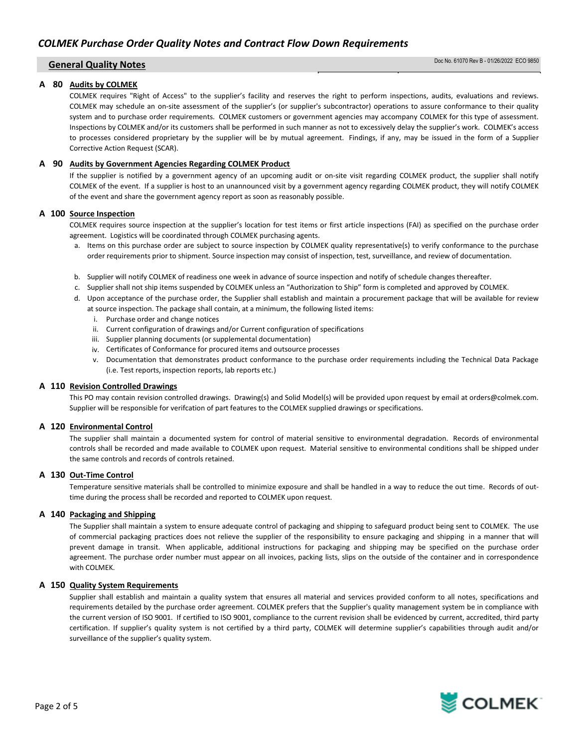## General Quality Notes

Doc No. 61070 Rev B - 01/26/2022 ECO 9850

### A 80 Audits by COLMEK

COLMEK requires "Right of Access" to the supplier's facility and reserves the right to perform inspections, audits, evaluations and reviews. COLMEK may schedule an on-site assessment of the supplier's (or supplier's subcontractor) operations to assure conformance to their quality system and to purchase order requirements. COLMEK customers or government agencies may accompany COLMEK for this type of assessment. Inspections by COLMEK and/or its customers shall be performed in such manner as not to excessively delay the supplier's work. COLMEK's access to processes considered proprietary by the supplier will be by mutual agreement. Findings, if any, may be issued in the form of a Supplier Corrective Action Request (SCAR).

### A 90 Audits by Government Agencies Regarding COLMEK Product

If the supplier is notified by a government agency of an upcoming audit or on-site visit regarding COLMEK product, the supplier shall notify COLMEK of the event. If a supplier is host to an unannounced visit by a government agency regarding COLMEK product, they will notify COLMEK of the event and share the government agency report as soon as reasonably possible.

### A 100 Source Inspection

COLMEK requires source inspection at the supplier's location for test items or first article inspections (FAI) as specified on the purchase order agreement. Logistics will be coordinated through COLMEK purchasing agents.

a. Items on this purchase order are subject to source inspection by COLMEK quality representative(s) to verify conformance to the purchase order requirements prior to shipment. Source inspection may consist of inspection, test, surveillance, and review of documentation.

b. Supplier will notify COLMEK of readiness one week in advance of source inspection and notify of schedule changes thereafter.

c. Supplier shall not ship items suspended by COLMEK unless an "Authorization to Ship" form is completed and approved by COLMEK.

d. Upon acceptance of the purchase order, the Supplier shall establish and maintain a procurement package that will be available for review at source inspection. The package shall contain, at a minimum, the following listed items:

   i. Purchase order and change notices
   ii. Current configuration of drawings and/or Current configuration of specifications
   iii. Supplier planning documents (or supplemental documentation)
   iv. Certificates of Conformance for procured items and outsource processes
   v. Documentation that demonstrates product conformance to the purchase order requirements including the Technical Data Package (i.e. Test reports, inspection reports, lab reports etc.)

### A 110 Revision Controlled Drawings

This PO may contain revision controlled drawings. Drawing(s) and Solid Model(s) will be provided upon request by email at orders@colmek.com. Supplier will be responsible for verifcation of part features to the COLMEK supplied drawings or specifications.

### A 120 Environmental Control

The supplier shall maintain a documented system for control of material sensitive to environmental degradation. Records of environmental controls shall be recorded and made available to COLMEK upon request. Material sensitive to environmental conditions shall be shipped under the same controls and records of controls retained.

### A 130 Out-Time Control

Temperature sensitive materials shall be controlled to minimize exposure and shall be handled in a way to reduce the out time. Records of out-time during the process shall be recorded and reported to COLMEK upon request.

### A 140 Packaging and Shipping

The Supplier shall maintain a system to ensure adequate control of packaging and shipping to safeguard product being sent to COLMEK. The use of commercial packaging practices does not relieve the supplier of the responsibility to ensure packaging and shipping in a manner that will prevent damage in transit. When applicable, additional instructions for packaging and shipping may be specified on the purchase order agreement. The purchase order number must appear on all invoices, packing lists, slips on the outside of the container and in correspondence with COLMEK.

### A 150 Quality System Requirements

Supplier shall establish and maintain a quality system that ensures all material and services provided conform to all notes, specifications and requirements detailed by the purchase order agreement. COLMEK prefers that the Supplier's quality management system be in compliance with the current version of ISO 9001. If certified to ISO 9001, compliance to the current revision shall be evidenced by current, accredited, third party certification. If supplier's quality system is not certified by a third party, COLMEK will determine supplier's capabilities through audit and/or surveillance of the supplier's quality system.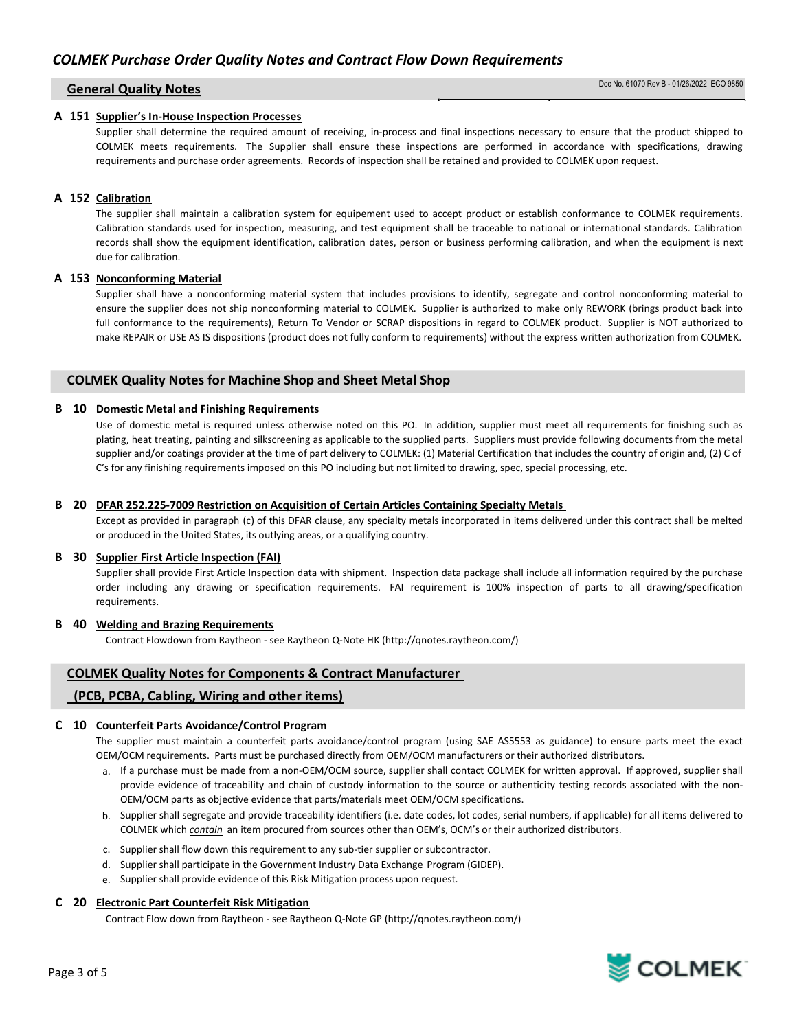## General Quality Notes

Doc No. 61070 Rev B - 01/26/2022 ECO 9850

### A 151 Supplier's In-House Inspection Processes

Supplier shall determine the required amount of receiving, in-process and final inspections necessary to ensure that the product shipped to COLMEK meets requirements. The Supplier shall ensure these inspections are performed in accordance with specifications, drawing requirements and purchase order agreements. Records of inspection shall be retained and provided to COLMEK upon request.

### A 152 Calibration

The supplier shall maintain a calibration system for equipement used to accept product or establish conformance to COLMEK requirements. Calibration standards used for inspection, measuring, and test equipment shall be traceable to national or international standards. Calibration records shall show the equipment identification, calibration dates, person or business performing calibration, and when the equipment is next due for calibration.

### A 153 Nonconforming Material

Supplier shall have a nonconforming material system that includes provisions to identify, segregate and control nonconforming material to ensure the supplier does not ship nonconforming material to COLMEK. Supplier is authorized to make only REWORK (brings product back into full conformance to the requirements), Return To Vendor or SCRAP dispositions in regard to COLMEK product. Supplier is NOT authorized to make REPAIR or USE AS IS dispositions (product does not fully conform to requirements) without the express written authorization from COLMEK.

## COLMEK Quality Notes for Machine Shop and Sheet Metal Shop

### B 10 Domestic Metal and Finishing Requirements

Use of domestic metal is required unless otherwise noted on this PO. In addition, supplier must meet all requirements for finishing such as plating, heat treating, painting and silkscreening as applicable to the supplied parts. Suppliers must provide following documents from the metal supplier and/or coatings provider at the time of part delivery to COLMEK: (1) Material Certification that includes the country of origin and, (2) C of C's for any finishing requirements imposed on this PO including but not limited to drawing, spec, special processing, etc.

### B 20 DFAR 252.225-7009 Restriction on Acquisition of Certain Articles Containing Specialty Metals

Except as provided in paragraph (c) of this DFAR clause, any specialty metals incorporated in items delivered under this contract shall be melted or produced in the United States, its outlying areas, or a qualifying country.

### B 30 Supplier First Article Inspection (FAI)

Supplier shall provide First Article Inspection data with shipment. Inspection data package shall include all information required by the purchase order including any drawing or specification requirements. FAI requirement is 100% inspection of parts to all drawing/specification requirements.

### B 40 Welding and Brazing Requirements

Contract Flowdown from Raytheon - see Raytheon Q-Note HK (http://qnotes.raytheon.com/)

## COLMEK Quality Notes for Components & Contract Manufacturer (PCB, PCBA, Cabling, Wiring and other items)

### C 10 Counterfeit Parts Avoidance/Control Program

The supplier must maintain a counterfeit parts avoidance/control program (using SAE AS5553 as guidance) to ensure parts meet the exact OEM/OCM requirements. Parts must be purchased directly from OEM/OCM manufacturers or their authorized distributors.

a. If a purchase must be made from a non-OEM/OCM source, supplier shall contact COLMEK for written approval. If approved, supplier shall provide evidence of traceability and chain of custody information to the source or authenticity testing records associated with the non-OEM/OCM parts as objective evidence that parts/materials meet OEM/OCM specifications.
b. Supplier shall segregate and provide traceability identifiers (i.e. date codes, lot codes, serial numbers, if applicable) for all items delivered to COLMEK which *contain* an item procured from sources other than OEM's, OCM's or their authorized distributors.
c. Supplier shall flow down this requirement to any sub-tier supplier or subcontractor.
d. Supplier shall participate in the Government Industry Data Exchange Program (GIDEP).
e. Supplier shall provide evidence of this Risk Mitigation process upon request.

### C 20 Electronic Part Counterfeit Risk Mitigation

Contract Flow down from Raytheon - see Raytheon Q-Note GP (http://qnotes.raytheon.com/)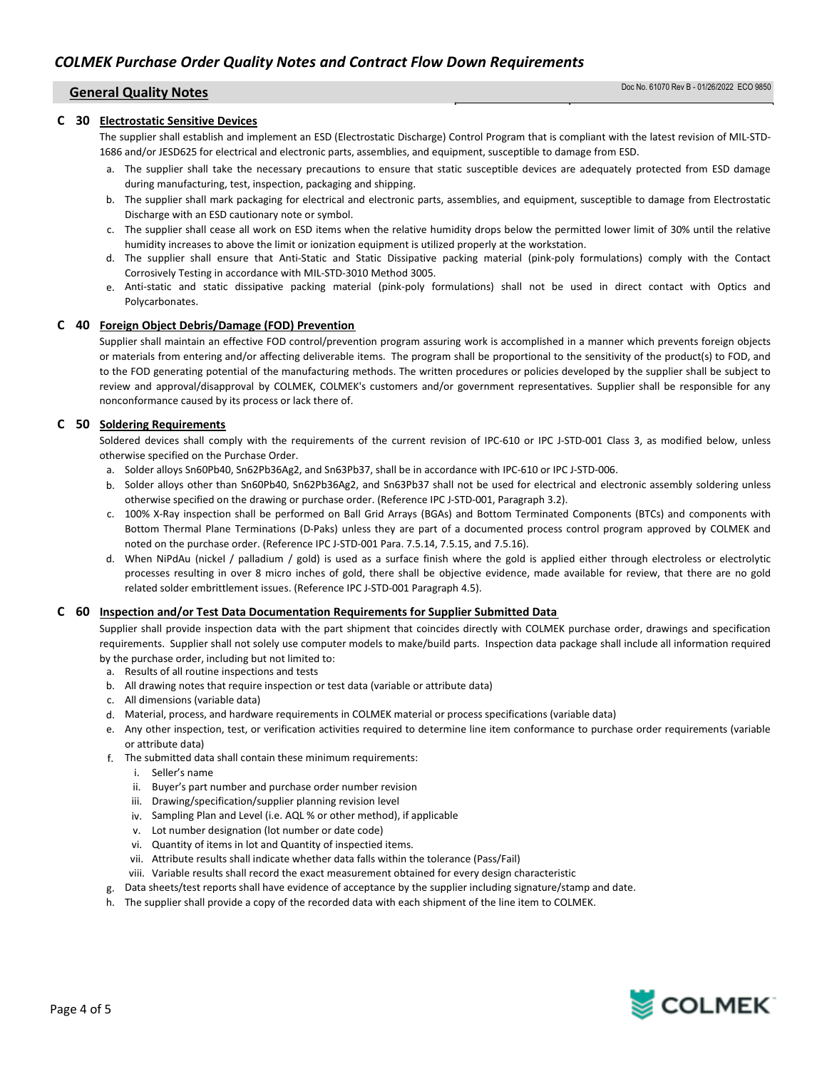## General Quality Notes

### C 30 Electrostatic Sensitive Devices

The supplier shall establish and implement an ESD (Electrostatic Discharge) Control Program that is compliant with the latest revision of MIL-STD-1686 and/or JESD625 for electrical and electronic parts, assemblies, and equipment, susceptible to damage from ESD.

a. The supplier shall take the necessary precautions to ensure that static susceptible devices are adequately protected from ESD damage during manufacturing, test, inspection, packaging and shipping.
b. The supplier shall mark packaging for electrical and electronic parts, assemblies, and equipment, susceptible to damage from Electrostatic Discharge with an ESD cautionary note or symbol.
c. The supplier shall cease all work on ESD items when the relative humidity drops below the permitted lower limit of 30% until the relative humidity increases to above the limit or ionization equipment is utilized properly at the workstation.
d. The supplier shall ensure that Anti-Static and Static Dissipative packing material (pink-poly formulations) comply with the Contact Corrosively Testing in accordance with MIL-STD-3010 Method 3005.
e. Anti-static and static dissipative packing material (pink-poly formulations) shall not be used in direct contact with Optics and Polycarbonates.

### C 40 Foreign Object Debris/Damage (FOD) Prevention

Supplier shall maintain an effective FOD control/prevention program assuring work is accomplished in a manner which prevents foreign objects or materials from entering and/or affecting deliverable items. The program shall be proportional to the sensitivity of the product(s) to FOD, and to the FOD generating potential of the manufacturing methods. The written procedures or policies developed by the supplier shall be subject to review and approval/disapproval by COLMEK, COLMEK's customers and/or government representatives. Supplier shall be responsible for any nonconformance caused by its process or lack there of.

### C 50 Soldering Requirements

Soldered devices shall comply with the requirements of the current revision of IPC-610 or IPC J-STD-001 Class 3, as modified below, unless otherwise specified on the Purchase Order.

a. Solder alloys Sn60Pb40, Sn62Pb36Ag2, and Sn63Pb37, shall be in accordance with IPC-610 or IPC J-STD-006.
b. Solder alloys other than Sn60Pb40, Sn62Pb36Ag2, and Sn63Pb37 shall not be used for electrical and electronic assembly soldering unless otherwise specified on the drawing or purchase order. (Reference IPC J-STD-001, Paragraph 3.2).
c. 100% X-Ray inspection shall be performed on Ball Grid Arrays (BGAs) and Bottom Terminated Components (BTCs) and components with Bottom Thermal Plane Terminations (D-Paks) unless they are part of a documented process control program approved by COLMEK and noted on the purchase order. (Reference IPC J-STD-001 Para. 7.5.14, 7.5.15, and 7.5.16).
d. When NiPdAu (nickel / palladium / gold) is used as a surface finish where the gold is applied either through electroless or electrolytic processes resulting in over 8 micro inches of gold, there shall be objective evidence, made available for review, that there are no gold related solder embrittlement issues. (Reference IPC J-STD-001 Paragraph 4.5).

### C 60 Inspection and/or Test Data Documentation Requirements for Supplier Submitted Data

Supplier shall provide inspection data with the part shipment that coincides directly with COLMEK purchase order, drawings and specification requirements. Supplier shall not solely use computer models to make/build parts. Inspection data package shall include all information required by the purchase order, including but not limited to:

a. Results of all routine inspections and tests
b. All drawing notes that require inspection or test data (variable or attribute data)
c. All dimensions (variable data)
d. Material, process, and hardware requirements in COLMEK material or process specifications (variable data)
e. Any other inspection, test, or verification activities required to determine line item conformance to purchase order requirements (variable or attribute data)
f. The submitted data shall contain these minimum requirements:
   i. Seller's name
   ii. Buyer's part number and purchase order number revision
   iii. Drawing/specification/supplier planning revision level
   iv. Sampling Plan and Level (i.e. AQL % or other method), if applicable
   v. Lot number designation (lot number or date code)
   vi. Quantity of items in lot and Quantity of inspected items.
   vii. Attribute results shall indicate whether data falls within the tolerance (Pass/Fail)
   viii. Variable results shall record the exact measurement obtained for every design characteristic
g. Data sheets/test reports shall have evidence of acceptance by the supplier including signature/stamp and date.
h. The supplier shall provide a copy of the recorded data with each shipment of the line item to COLMEK.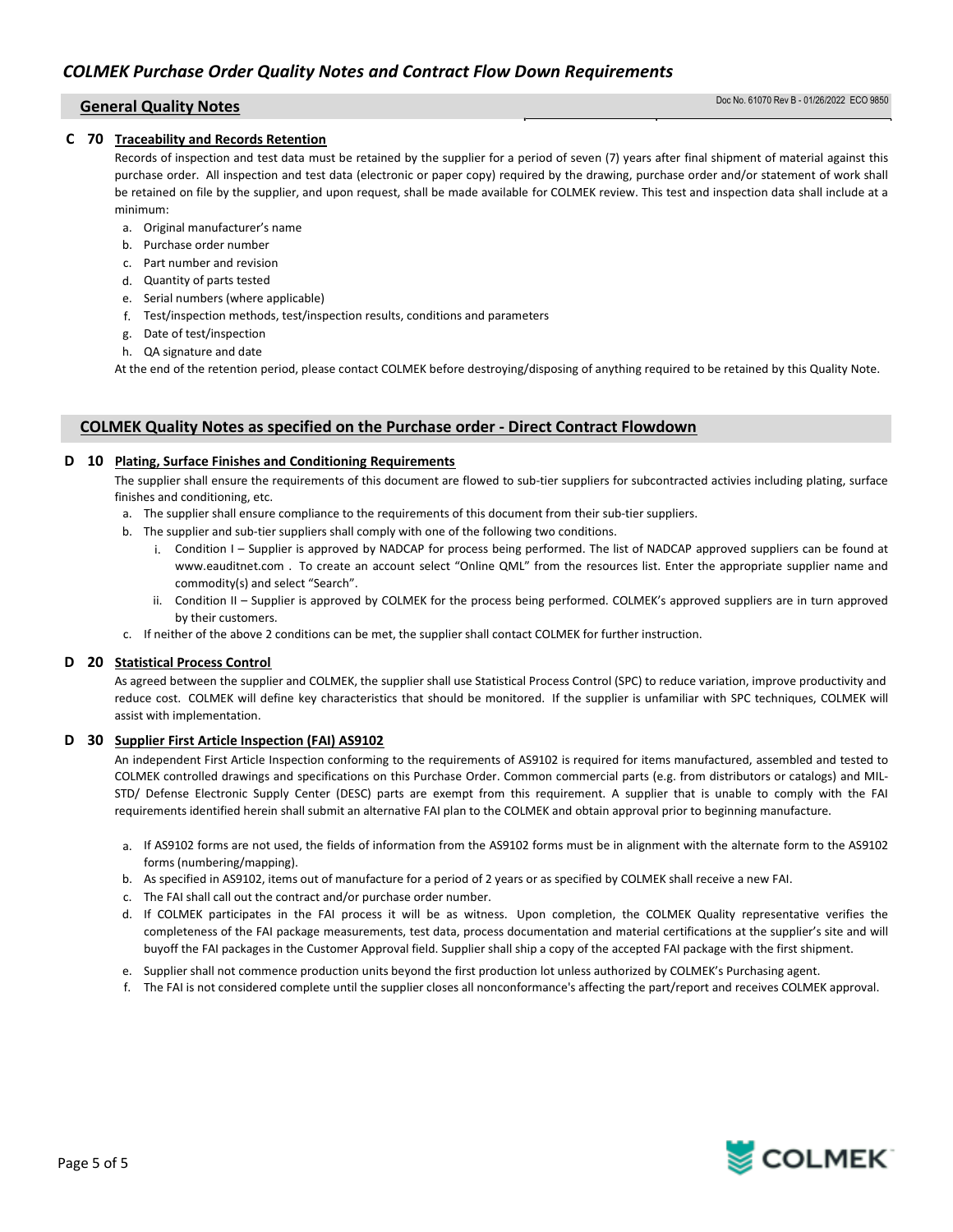## General Quality Notes

Doc No. 61070 Rev B - 01/26/2022 ECO 9850

### C 70 Traceability and Records Retention

Records of inspection and test data must be retained by the supplier for a period of seven (7) years after final shipment of material against this purchase order. All inspection and test data (electronic or paper copy) required by the drawing, purchase order and/or statement of work shall be retained on file by the supplier, and upon request, shall be made available for COLMEK review. This test and inspection data shall include at a minimum:

a. Original manufacturer's name
b. Purchase order number
c. Part number and revision
d. Quantity of parts tested
e. Serial numbers (where applicable)
f. Test/inspection methods, test/inspection results, conditions and parameters
g. Date of test/inspection
h. QA signature and date

At the end of the retention period, please contact COLMEK before destroying/disposing of anything required to be retained by this Quality Note.

## COLMEK Quality Notes as specified on the Purchase order - Direct Contract Flowdown

### D 10 Plating, Surface Finishes and Conditioning Requirements

The supplier shall ensure the requirements of this document are flowed to sub-tier suppliers for subcontracted activies including plating, surface finishes and conditioning, etc.

a. The supplier shall ensure compliance to the requirements of this document from their sub-tier suppliers.
b. The supplier and sub-tier suppliers shall comply with one of the following two conditions.
   i. Condition I – Supplier is approved by NADCAP for process being performed. The list of NADCAP approved suppliers can be found at www.eauditnet.com . To create an account select "Online QML" from the resources list. Enter the appropriate supplier name and commodity(s) and select "Search".
   ii. Condition II – Supplier is approved by COLMEK for the process being performed. COLMEK's approved suppliers are in turn approved by their customers.
c. If neither of the above 2 conditions can be met, the supplier shall contact COLMEK for further instruction.

### D 20 Statistical Process Control

As agreed between the supplier and COLMEK, the supplier shall use Statistical Process Control (SPC) to reduce variation, improve productivity and reduce cost. COLMEK will define key characteristics that should be monitored. If the supplier is unfamiliar with SPC techniques, COLMEK will assist with implementation.

### D 30 Supplier First Article Inspection (FAI) AS9102

An independent First Article Inspection conforming to the requirements of AS9102 is required for items manufactured, assembled and tested to COLMEK controlled drawings and specifications on this Purchase Order. Common commercial parts (e.g. from distributors or catalogs) and MIL-STD/ Defense Electronic Supply Center (DESC) parts are exempt from this requirement. A supplier that is unable to comply with the FAI requirements identified herein shall submit an alternative FAI plan to the COLMEK and obtain approval prior to beginning manufacture.

a. If AS9102 forms are not used, the fields of information from the AS9102 forms must be in alignment with the alternate form to the AS9102 forms (numbering/mapping).
b. As specified in AS9102, items out of manufacture for a period of 2 years or as specified by COLMEK shall receive a new FAI.
c. The FAI shall call out the contract and/or purchase order number.
d. If COLMEK participates in the FAI process it will be as witness. Upon completion, the COLMEK Quality representative verifies the completeness of the FAI package measurements, test data, process documentation and material certifications at the supplier's site and will buyoff the FAI packages in the Customer Approval field. Supplier shall ship a copy of the accepted FAI package with the first shipment.
e. Supplier shall not commence production units beyond the first production lot unless authorized by COLMEK's Purchasing agent.
f. The FAI is not considered complete until the supplier closes all nonconformance's affecting the part/report and receives COLMEK approval.